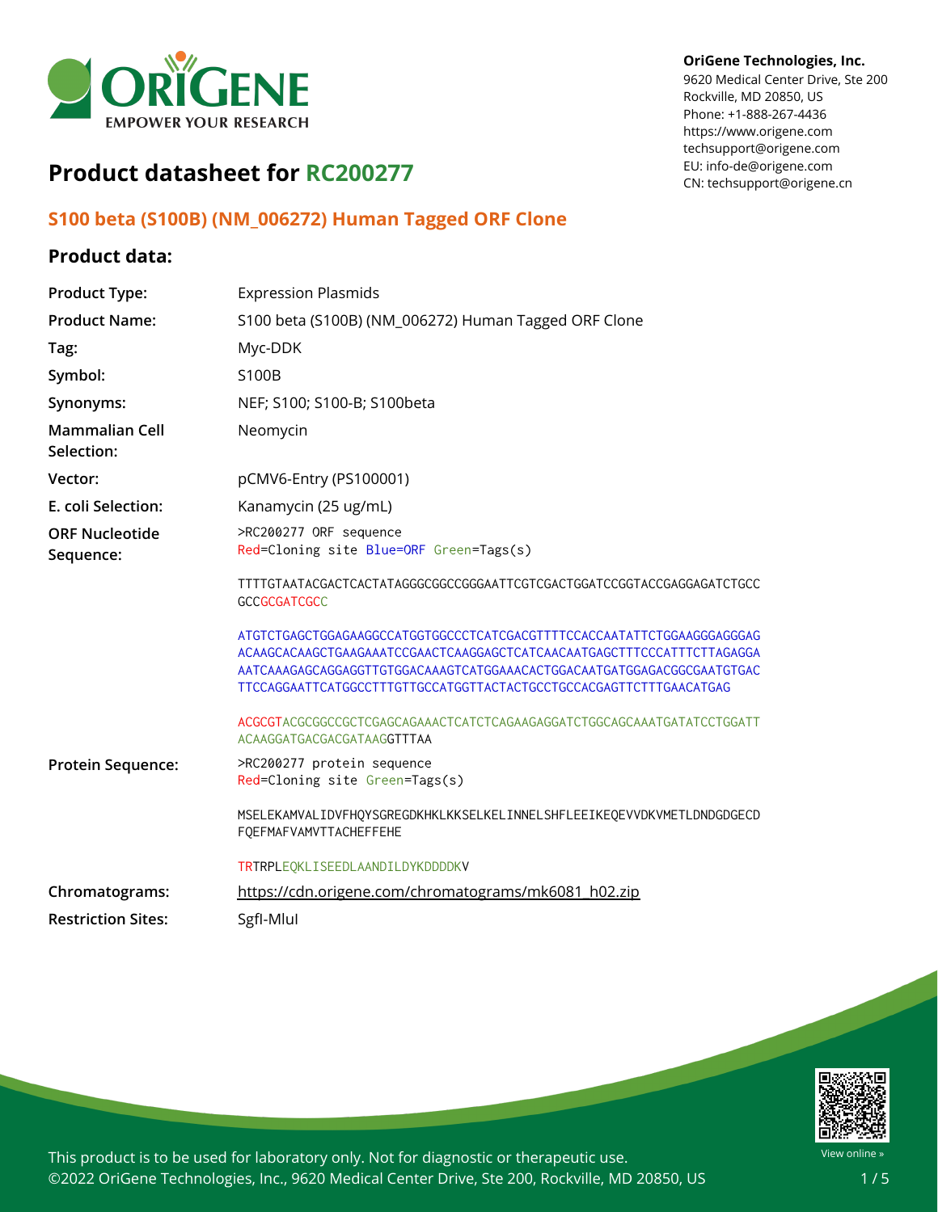OriGene Technologies, Inc.
9620 Medical Center Drive, Ste 200
Rockville, MD 20850, US
Phone: +1-888-267-4436
https://www.origene.com
techsupport@origene.com
EU: info-de@origene.com
CN: techsupport@origene.cn

# Product datasheet for RC200277

## S100 beta (S100B) (NM_006272) Human Tagged ORF Clone

### Product data:

| | |
|---|---|
| **Product Type:** | Expression Plasmids |
| **Product Name:** | S100 beta (S100B) (NM_006272) Human Tagged ORF Clone |
| **Tag:** | Myc-DDK |
| **Symbol:** | S100B |
| **Synonyms:** | NEF; S100; S100-B; S100beta |
| **Mammalian Cell Selection:** | Neomycin |
| **Vector:** | pCMV6-Entry (PS100001) |
| **E. coli Selection:** | Kanamycin (25 ug/mL) |

**ORF Nucleotide Sequence:**

```
>RC200277 ORF sequence
Red=Cloning site Blue=ORF Green=Tags(s)

TTTTGTAATACGACTCACTATAGGGCGGCCGGGAATTCGTCGACTGGATCCGGTACCGAGGAGATCTGCC
GCCGCGATCGCC

ATGTCTGAGCTGGAGAAGGCCATGGTGGCCCTCATCGACGTTTTCCACCAATATTCTGGAAGGGAGGGAG
ACAAGCACAAGCTGAAGAAATCCGAACTCAAGGAGCTCATCAACAATGAGCTTTCCCATTTCTTAGAGGA
AATCAAAGAGCAGGAGGTTGTGGACAAAGTCATGGAAACACTGGACAATGATGGAGACGGCGAATGTGAC
TTCCAGGAATTCATGGCCTTTGTTGCCATGGTTACTACTGCCTGCCACGAGTTCTTTGAACATGAG

ACGCGTACGCGGCCGCTCGAGCAGAAACTCATCTCAGAAGAGGATCTGGCAGCAAATGATATCCTGGATT
ACAAGGATGACGACGATAAGGTTTAA
```

**Protein Sequence:**

```
>RC200277 protein sequence
Red=Cloning site Green=Tags(s)

MSELEKAMVALIDVFHQYSGREGDKHKLKKSELKELINNELSHFLEEIKEQEVVDKVMETLDNDGDGECD
FQEFMAFVAMVTTACHEFFEHE

TRTRPLEQKLISEEDLAANDILDYKDDDDKV
```

| | |
|---|---|
| **Chromatograms:** | https://cdn.origene.com/chromatograms/mk6081_h02.zip |
| **Restriction Sites:** | SgfI-MluI |

This product is to be used for laboratory only. Not for diagnostic or therapeutic use.
©2022 OriGene Technologies, Inc., 9620 Medical Center Drive, Ste 200, Rockville, MD 20850, US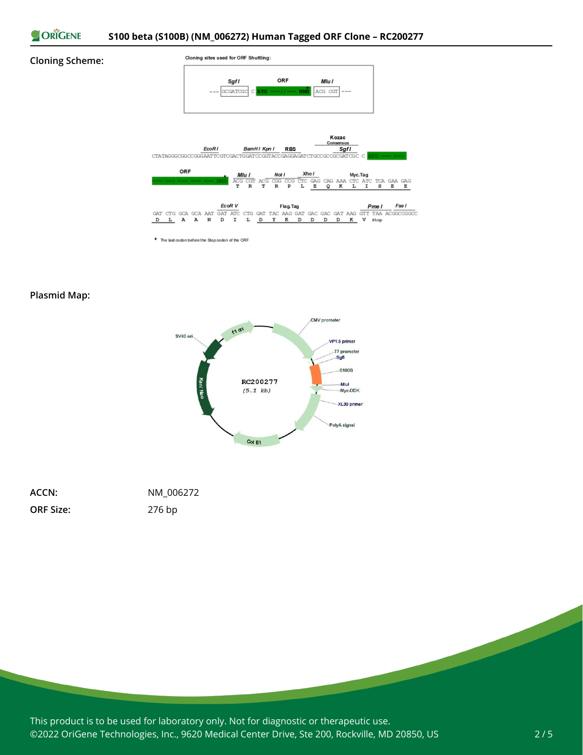**Cloning Scheme:**

Cloning sites used for ORF Shuttling:

```
--- GCGATCGC C ATG ---//--- NNN ACG CGT ---
     SgfI        ORF             MluI
```

```
                 EcoR I         BamH I Kpn I   RBS              Kozac Consensus  Sgf I
CTATAGGGCGGCCGGGAATTCGTCGACTGGATCCGGTACCGAGGAGATCTGCCGCCGCGATCGC C ATG --- ---

ORF                     Mlu I       Not I       Xho I          Myc.Tag
--- --- --- --- --- NNN ACG CGT ACG CGG CCG CTC GAG CAG AAA CTC ATC TCA GAA GAG
                         T   R   T   R   P   L   E   Q   K   L   I   S   E   E

                    EcoR V              Flag.Tag                    Pme I       Fse I
GAT CTG GCA GCA AAT GAT ATC CTG GAT TAC AAG GAT GAC GAC GAT AAG GTT TAA ACGGCCGGCC
 D   L   A   A   N   D   I   L   D   Y   K   D   D   D   D   K   V  stop
```

\* The last codon before the Stop codon of the ORF

**Plasmid Map:**

RC200277 (5.1 kb)

CMV promoter, VP1.5 primer, T7 promoter, SgfI, S100B, MluI, Myc-DDK, XL39 primer, PolyA signal, Col E1, Kan/ Neo, SV40 ori, f1 ori

**ACCN:** NM_006272

**ORF Size:** 276 bp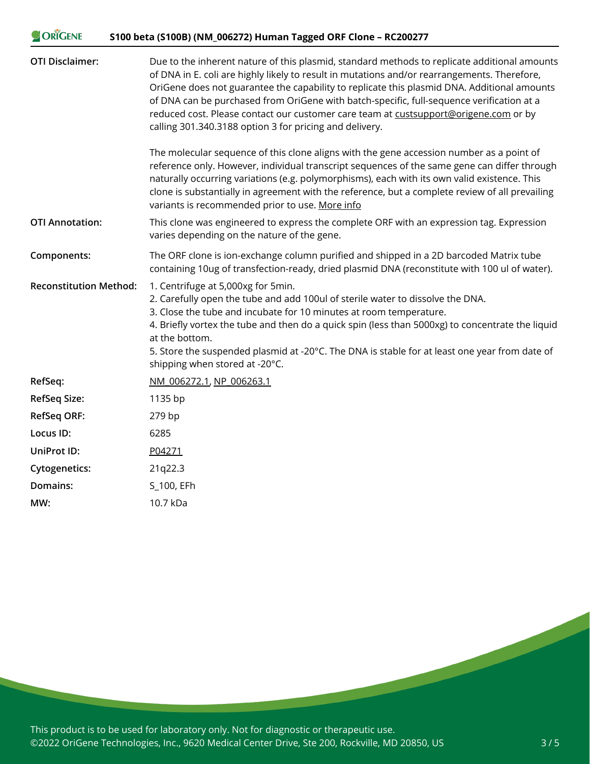| | |
|---|---|
| **OTI Disclaimer:** | Due to the inherent nature of this plasmid, standard methods to replicate additional amounts of DNA in E. coli are highly likely to result in mutations and/or rearrangements. Therefore, OriGene does not guarantee the capability to replicate this plasmid DNA. Additional amounts of DNA can be purchased from OriGene with batch-specific, full-sequence verification at a reduced cost. Please contact our customer care team at custsupport@origene.com or by calling 301.340.3188 option 3 for pricing and delivery.<br><br>The molecular sequence of this clone aligns with the gene accession number as a point of reference only. However, individual transcript sequences of the same gene can differ through naturally occurring variations (e.g. polymorphisms), each with its own valid existence. This clone is substantially in agreement with the reference, but a complete review of all prevailing variants is recommended prior to use. More info |
| **OTI Annotation:** | This clone was engineered to express the complete ORF with an expression tag. Expression varies depending on the nature of the gene. |
| **Components:** | The ORF clone is ion-exchange column purified and shipped in a 2D barcoded Matrix tube containing 10ug of transfection-ready, dried plasmid DNA (reconstitute with 100 ul of water). |
| **Reconstitution Method:** | 1. Centrifuge at 5,000xg for 5min.<br>2. Carefully open the tube and add 100ul of sterile water to dissolve the DNA.<br>3. Close the tube and incubate for 10 minutes at room temperature.<br>4. Briefly vortex the tube and then do a quick spin (less than 5000xg) to concentrate the liquid at the bottom.<br>5. Store the suspended plasmid at -20°C. The DNA is stable for at least one year from date of shipping when stored at -20°C. |
| **RefSeq:** | NM_006272.1, NP_006263.1 |
| **RefSeq Size:** | 1135 bp |
| **RefSeq ORF:** | 279 bp |
| **Locus ID:** | 6285 |
| **UniProt ID:** | P04271 |
| **Cytogenetics:** | 21q22.3 |
| **Domains:** | S_100, EFh |
| **MW:** | 10.7 kDa |

This product is to be used for laboratory only. Not for diagnostic or therapeutic use.
©2022 OriGene Technologies, Inc., 9620 Medical Center Drive, Ste 200, Rockville, MD 20850, US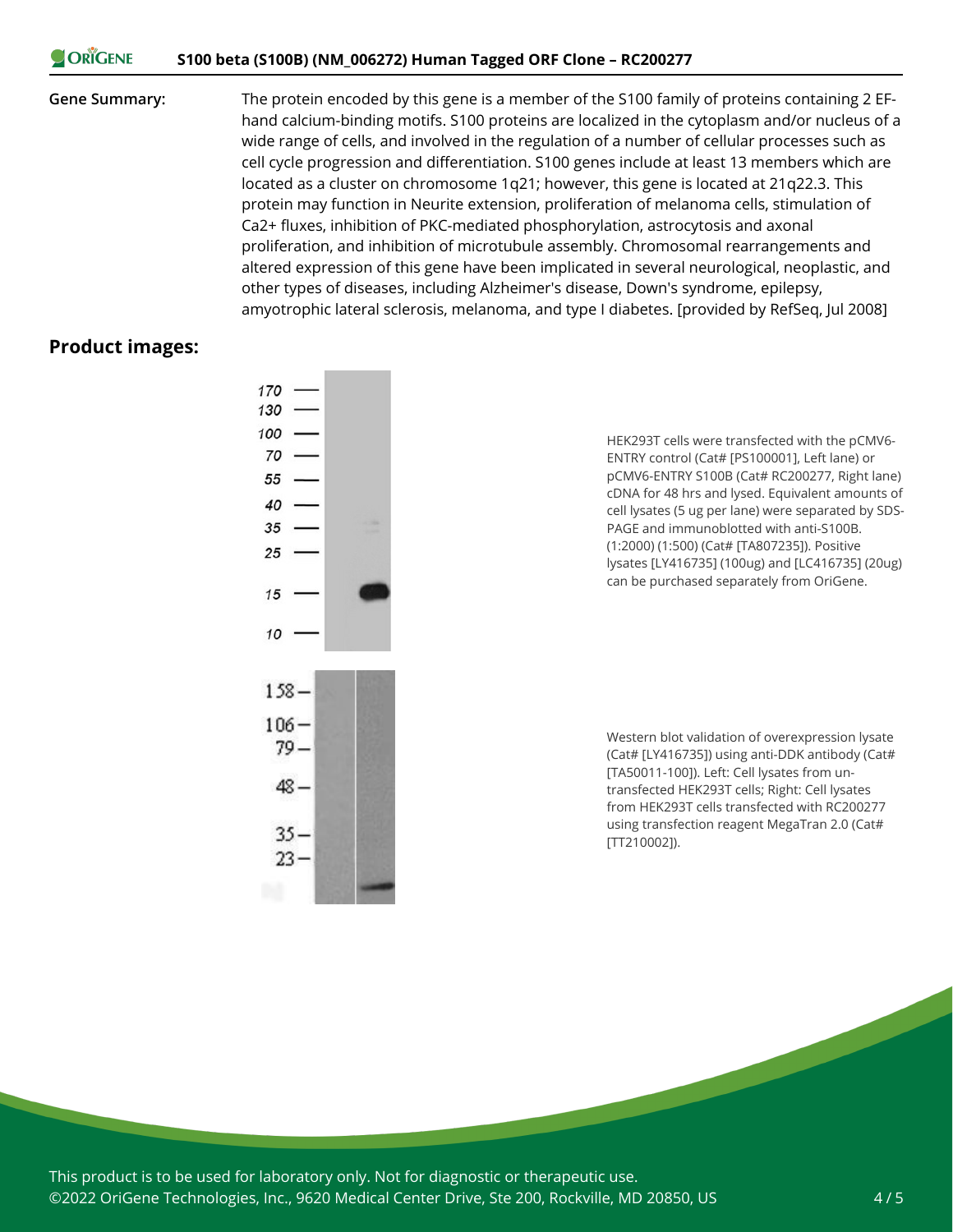**Gene Summary:** The protein encoded by this gene is a member of the S100 family of proteins containing 2 EF-hand calcium-binding motifs. S100 proteins are localized in the cytoplasm and/or nucleus of a wide range of cells, and involved in the regulation of a number of cellular processes such as cell cycle progression and differentiation. S100 genes include at least 13 members which are located as a cluster on chromosome 1q21; however, this gene is located at 21q22.3. This protein may function in Neurite extension, proliferation of melanoma cells, stimulation of Ca2+ fluxes, inhibition of PKC-mediated phosphorylation, astrocytosis and axonal proliferation, and inhibition of microtubule assembly. Chromosomal rearrangements and altered expression of this gene have been implicated in several neurological, neoplastic, and other types of diseases, including Alzheimer's disease, Down's syndrome, epilepsy, amyotrophic lateral sclerosis, melanoma, and type I diabetes. [provided by RefSeq, Jul 2008]

## Product images:

HEK293T cells were transfected with the pCMV6-ENTRY control (Cat# [PS100001], Left lane) or pCMV6-ENTRY S100B (Cat# RC200277, Right lane) cDNA for 48 hrs and lysed. Equivalent amounts of cell lysates (5 ug per lane) were separated by SDS-PAGE and immunoblotted with anti-S100B. (1:2000) (1:500) (Cat# [TA807235]). Positive lysates [LY416735] (100ug) and [LC416735] (20ug) can be purchased separately from OriGene.

Western blot validation of overexpression lysate (Cat# [LY416735]) using anti-DDK antibody (Cat# [TA50011-100]). Left: Cell lysates from un-transfected HEK293T cells; Right: Cell lysates from HEK293T cells transfected with RC200277 using transfection reagent MegaTran 2.0 (Cat# [TT210002]).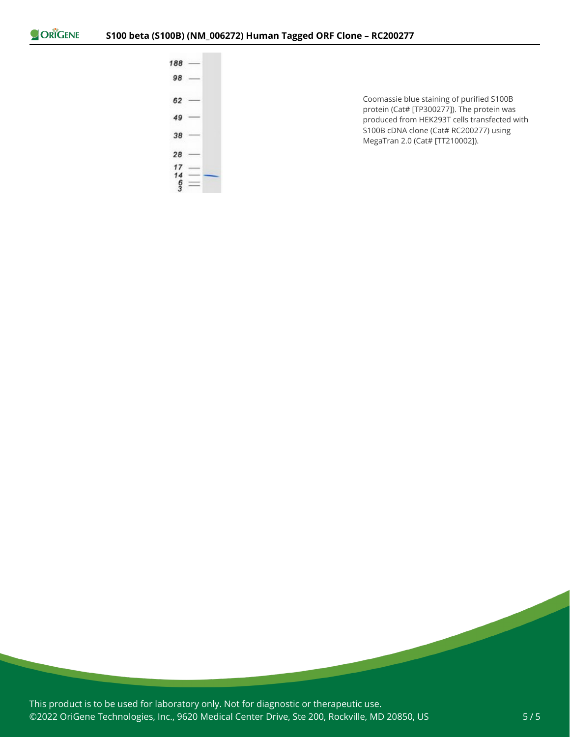188
98
62
49
38
28
17
14
6
3

Coomassie blue staining of purified S100B protein (Cat# [TP300277]). The protein was produced from HEK293T cells transfected with S100B cDNA clone (Cat# RC200277) using MegaTran 2.0 (Cat# [TT210002]).